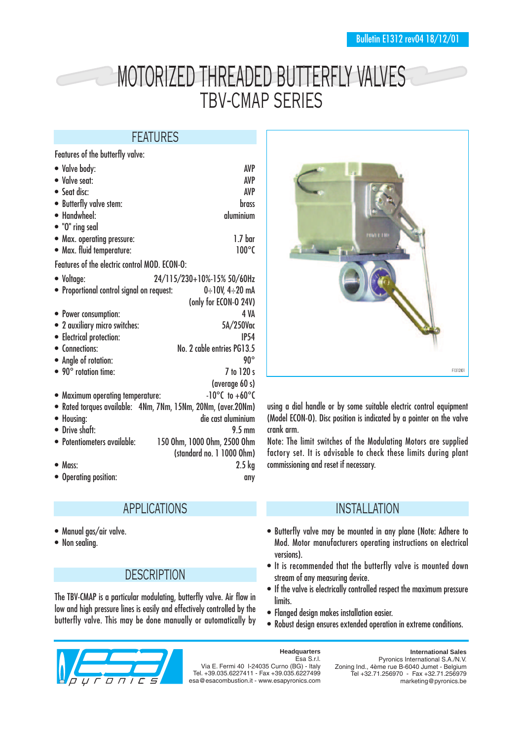Bulletin E1312 rev04 18/12/01

# MOTORIZED THREADED BUTTERFLY VALVES
# TBV-CMAP SERIES

## FEATURES

Features of the butterfly valve:

- Valve body: AVP
- Valve seat: AVP
- Seat disc: AVP
- Butterfly valve stem: brass
- Handwheel: aluminium
- "O" ring seal
- Max. operating pressure: 1.7 bar
- Max. fluid temperature: 100°C

Features of the electric control MOD. ECON-O:

- Voltage: 24/115/230+10%-15% 50/60Hz
- Proportional control signal on request: 0÷10V, 4÷20 mA (only for ECON-O 24V)
- Power consumption: 4 VA
- 2 auxiliary micro switches: 5A/250Vac
- Electrical protection: IP54
- Connections: No. 2 cable entries PG13.5
- Angle of rotation: 90°
- 90° rotation time: 7 to 120 s (average 60 s)
- Maximum operating temperature: -10°C to +60°C
- Rated torques available: 4Nm, 7Nm, 15Nm, 20Nm, (aver.20Nm)
- Housing: die cast aluminium
- Drive shaft: 9.5 mm
- Potentiometers available: 150 Ohm, 1000 Ohm, 2500 Ohm (standard no. 1 1000 Ohm)
- Mass: 2.5 kg
- Operating position: any

F1312i01

## APPLICATIONS

- Manual gas/air valve.
- Non sealing.

## DESCRIPTION

The TBV-CMAP is a particular modulating, butterfly valve. Air flow in low and high pressure lines is easily and effectively controlled by the butterfly valve. This may be done manually or automatically by using a dial handle or by some suitable electric control equipment (Model ECON-O). Disc position is indicated by a pointer on the valve crank arm.

Note: The limit switches of the Modulating Motors are supplied factory set. It is advisable to check these limits during plant commissioning and reset if necessary.

## INSTALLATION

- Butterfly valve may be mounted in any plane (Note: Adhere to Mod. Motor manufacturers operating instructions on electrical versions).
- It is recommended that the butterfly valve is mounted down stream of any measuring device.
- If the valve is electrically controlled respect the maximum pressure limits.
- Flanged design makes installation easier.
- Robust design ensures extended operation in extreme conditions.

**Headquarters**
Esa S.r.l.
Via E. Fermi 40 I-24035 Curno (BG) - Italy
Tel. +39.035.6227411 - Fax +39.035.6227499
esa@esacombustion.it - www.esapyronics.com

**International Sales**
Pyronics International S.A./N.V.
Zoning Ind., 4ème rue B-6040 Jumet - Belgium
Tel +32.71.256970 - Fax +32.71.256979
marketing@pyronics.be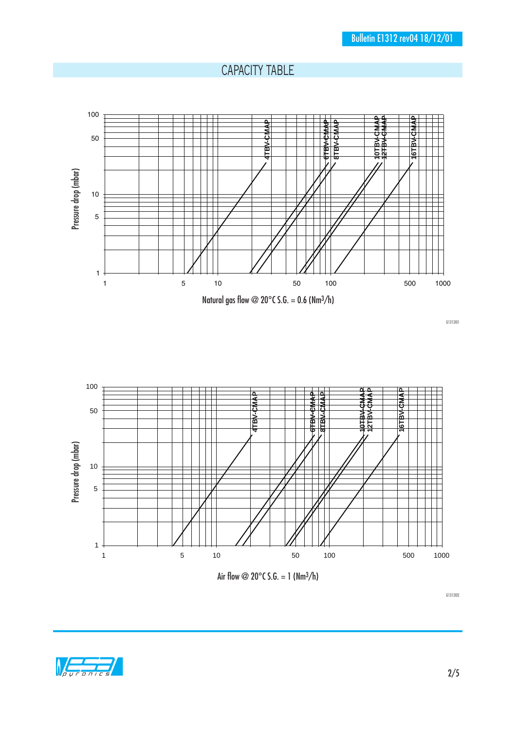## CAPACITY TABLE

Pressure drop (mbar)

4TBV-CMAP, 6TBV-CMAP, 8TBV-CMAP, 10TBV-CMAP, 12TBV-CMAP, 16TBV-CMAP

Natural gas flow @ 20°C S.G. = 0.6 (Nm³/h)

G1312I01

Pressure drop (mbar)

4TBV-CMAP, 6TBV-CMAP, 8TBV-CMAP, 10TBV-CMAP, 12TBV-CMAP, 16TBV-CMAP

Air flow @ 20°C S.G. = 1 (Nm³/h)

G1312I02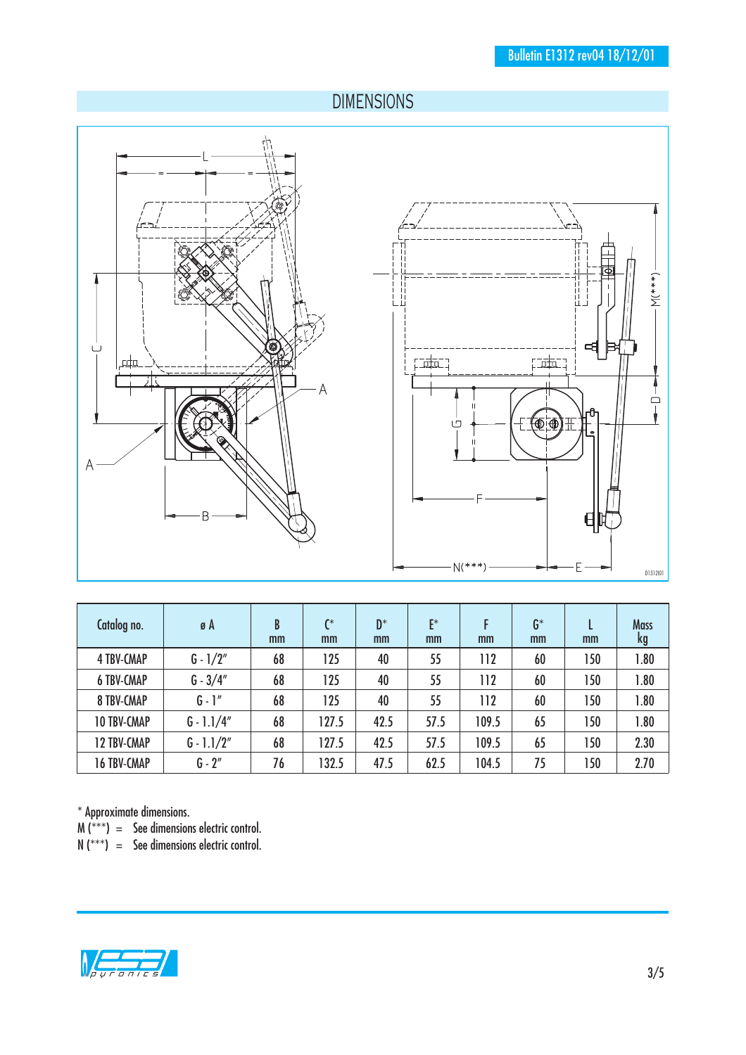## DIMENSIONS

| Catalog no. | ø A | B mm | C* mm | D* mm | E* mm | F mm | G* mm | L mm | Mass kg |
|---|---|---|---|---|---|---|---|---|---|
| 4 TBV-CMAP | G - 1/2" | 68 | 125 | 40 | 55 | 112 | 60 | 150 | 1.80 |
| 6 TBV-CMAP | G - 3/4" | 68 | 125 | 40 | 55 | 112 | 60 | 150 | 1.80 |
| 8 TBV-CMAP | G - 1" | 68 | 125 | 40 | 55 | 112 | 60 | 150 | 1.80 |
| 10 TBV-CMAP | G - 1.1/4" | 68 | 127.5 | 42.5 | 57.5 | 109.5 | 65 | 150 | 1.80 |
| 12 TBV-CMAP | G - 1.1/2" | 68 | 127.5 | 42.5 | 57.5 | 109.5 | 65 | 150 | 2.30 |
| 16 TBV-CMAP | G - 2" | 76 | 132.5 | 47.5 | 62.5 | 104.5 | 75 | 150 | 2.70 |

\* Approximate dimensions.
M (***) = See dimensions electric control.
N (***) = See dimensions electric control.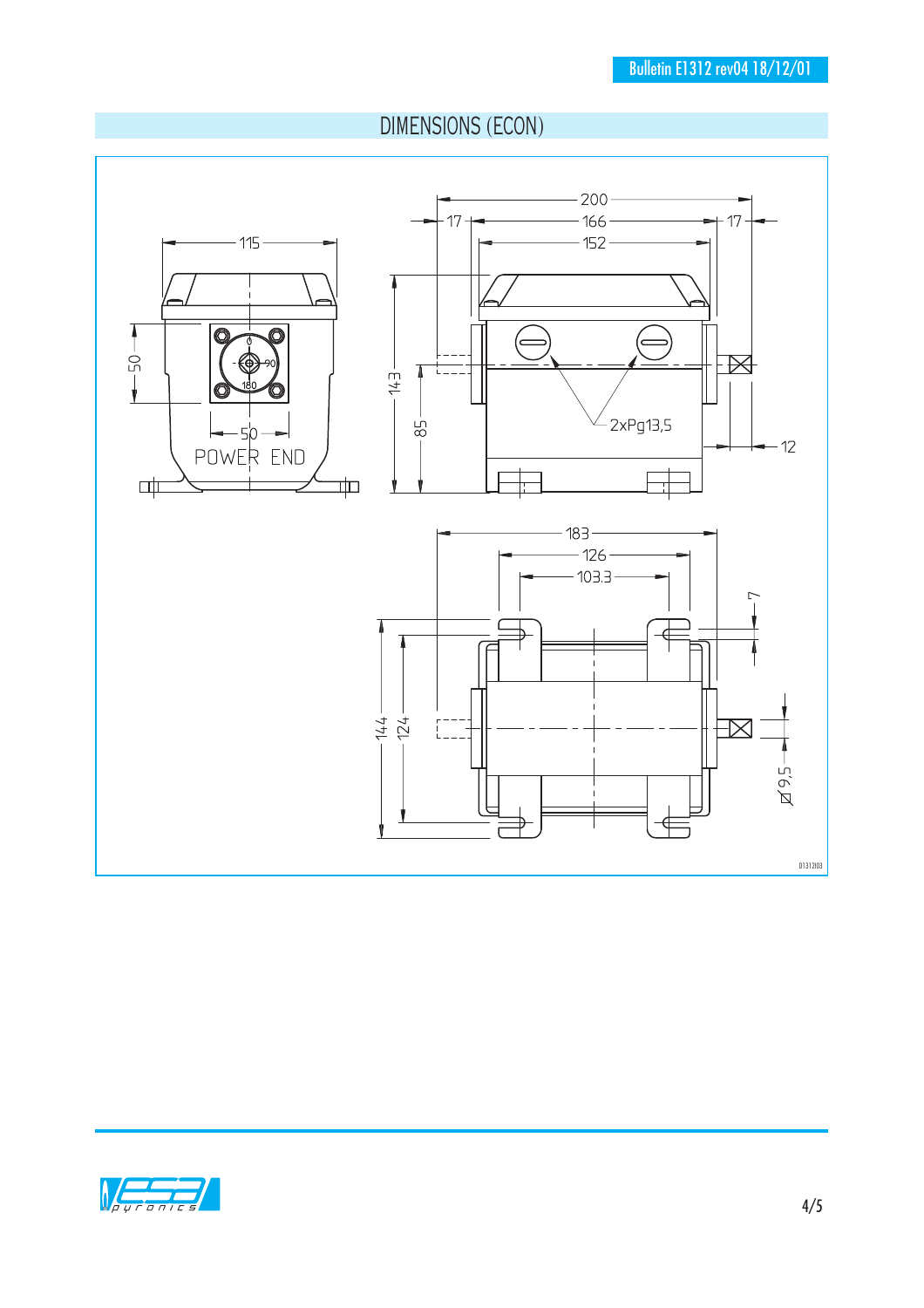## DIMENSIONS (ECON)

115

50

50

POWER END

0

90

180

200

17

166

17

152

143

85

2xPg13,5

12

183

126

103.3

7

144

124

Ø 9,5

D1312I03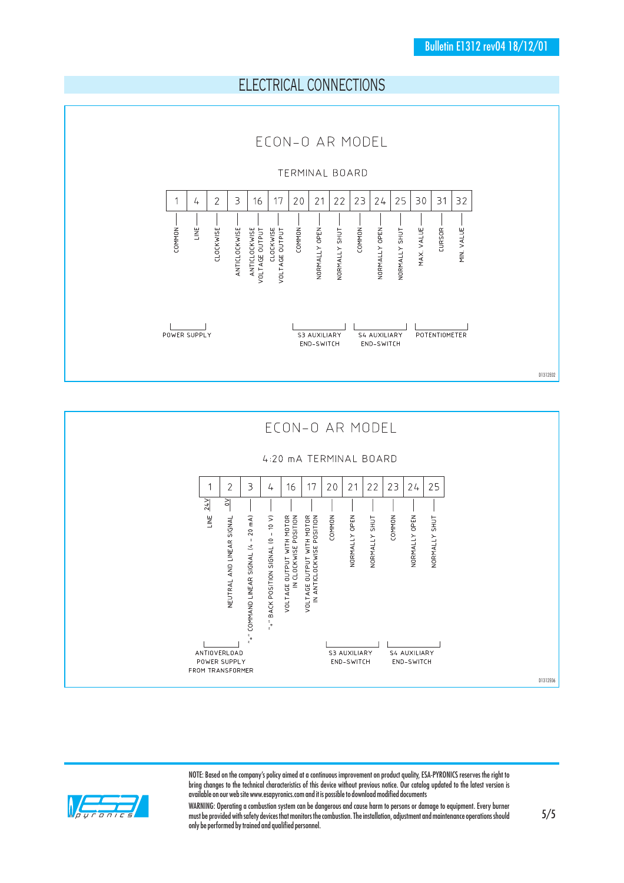## ELECTRICAL CONNECTIONS

### ECON-0 AR MODEL

TERMINAL BOARD

| Terminal | Function | Group |
|---|---|---|
| 1 | COMMON | POWER SUPPLY |
| 4 | LINE | POWER SUPPLY |
| 2 | CLOCKWISE | |
| 3 | ANTICLOCKWISE | |
| 16 | ANTICLOCKWISE VOLTAGE OUTPUT | |
| 17 | CLOCKWISE VOLTAGE OUTPUT | |
| 20 | COMMON | S3 AUXILIARY END-SWITCH |
| 21 | NORMALLY OPEN | S3 AUXILIARY END-SWITCH |
| 22 | NORMALLY SHUT | S3 AUXILIARY END-SWITCH |
| 23 | COMMON | S4 AUXILIARY END-SWITCH |
| 24 | NORMALLY OPEN | S4 AUXILIARY END-SWITCH |
| 25 | NORMALLY SHUT | S4 AUXILIARY END-SWITCH |
| 30 | MAX. VALUE | POTENTIOMETER |
| 31 | CURSOR | POTENTIOMETER |
| 32 | MIN. VALUE | POTENTIOMETER |

D1312E02

### ECON-0 AR MODEL

4:20 mA TERMINAL BOARD

| Terminal | Function | Group |
|---|---|---|
| 1 | LINE 24V | ANTIOVERLOAD POWER SUPPLY FROM TRANSFORMER |
| 2 | NEUTRAL AND LINEAR SIGNAL 0V | ANTIOVERLOAD POWER SUPPLY FROM TRANSFORMER |
| 3 | "+" COMMAND LINEAR SIGNAL (4 – 20 mA) | |
| 4 | "+" BACK POSITION SIGNAL (0 – 10 V) | |
| 16 | VOLTAGE OUTPUT WITH MOTOR IN CLOCKWISE POSITION | |
| 17 | VOLTAGE OUTPUT WITH MOTOR IN ANTICLOCKWISE POSITION | |
| 20 | COMMON | S3 AUXILIARY END-SWITCH |
| 21 | NORMALLY OPEN | S3 AUXILIARY END-SWITCH |
| 22 | NORMALLY SHUT | S3 AUXILIARY END-SWITCH |
| 23 | COMMON | S4 AUXILIARY END-SWITCH |
| 24 | NORMALLY OPEN | S4 AUXILIARY END-SWITCH |
| 25 | NORMALLY SHUT | S4 AUXILIARY END-SWITCH |

D1312E06

NOTE: Based on the company's policy aimed at a continuous improvement on product quality, ESA-PYRONICS reserves the right to bring changes to the technical characteristics of this device without previous notice. Our catalog updated to the latest version is available on our web site www.esapyronics.com and it is possible to download modified documents

WARNING: Operating a combustion system can be dangerous and cause harm to persons or damage to equipment. Every burner must be provided with safety devices that monitors the combustion. The installation, adjustment and maintenance operations should only be performed by trained and qualified personnel.